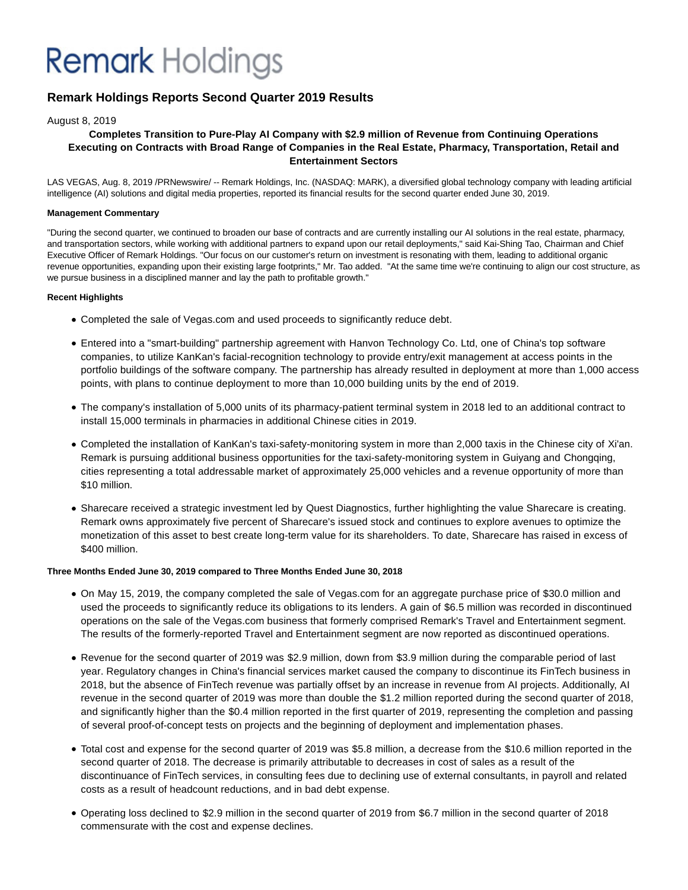# Remark Holdings

## Remark Holdings Reports Second Quarter 2019 Results

August 8, 2019

**Completes Transition to Pure-Play AI Company with $2.9 million of Revenue from Continuing Operations Executing on Contracts with Broad Range of Companies in the Real Estate, Pharmacy, Transportation, Retail and Entertainment Sectors**

LAS VEGAS, Aug. 8, 2019 /PRNewswire/ -- Remark Holdings, Inc. (NASDAQ: MARK), a diversified global technology company with leading artificial intelligence (AI) solutions and digital media properties, reported its financial results for the second quarter ended June 30, 2019.

**Management Commentary**

"During the second quarter, we continued to broaden our base of contracts and are currently installing our AI solutions in the real estate, pharmacy, and transportation sectors, while working with additional partners to expand upon our retail deployments," said Kai-Shing Tao, Chairman and Chief Executive Officer of Remark Holdings. "Our focus on our customer's return on investment is resonating with them, leading to additional organic revenue opportunities, expanding upon their existing large footprints," Mr. Tao added. "At the same time we're continuing to align our cost structure, as we pursue business in a disciplined manner and lay the path to profitable growth."

**Recent Highlights**

- Completed the sale of Vegas.com and used proceeds to significantly reduce debt.
- Entered into a "smart-building" partnership agreement with Hanvon Technology Co. Ltd, one of China's top software companies, to utilize KanKan's facial-recognition technology to provide entry/exit management at access points in the portfolio buildings of the software company. The partnership has already resulted in deployment at more than 1,000 access points, with plans to continue deployment to more than 10,000 building units by the end of 2019.
- The company's installation of 5,000 units of its pharmacy-patient terminal system in 2018 led to an additional contract to install 15,000 terminals in pharmacies in additional Chinese cities in 2019.
- Completed the installation of KanKan's taxi-safety-monitoring system in more than 2,000 taxis in the Chinese city of Xi'an. Remark is pursuing additional business opportunities for the taxi-safety-monitoring system in Guiyang and Chongqing, cities representing a total addressable market of approximately 25,000 vehicles and a revenue opportunity of more than $10 million.
- Sharecare received a strategic investment led by Quest Diagnostics, further highlighting the value Sharecare is creating. Remark owns approximately five percent of Sharecare's issued stock and continues to explore avenues to optimize the monetization of this asset to best create long-term value for its shareholders. To date, Sharecare has raised in excess of $400 million.

**Three Months Ended June 30, 2019 compared to Three Months Ended June 30, 2018**

- On May 15, 2019, the company completed the sale of Vegas.com for an aggregate purchase price of $30.0 million and used the proceeds to significantly reduce its obligations to its lenders. A gain of $6.5 million was recorded in discontinued operations on the sale of the Vegas.com business that formerly comprised Remark's Travel and Entertainment segment. The results of the formerly-reported Travel and Entertainment segment are now reported as discontinued operations.
- Revenue for the second quarter of 2019 was $2.9 million, down from $3.9 million during the comparable period of last year. Regulatory changes in China's financial services market caused the company to discontinue its FinTech business in 2018, but the absence of FinTech revenue was partially offset by an increase in revenue from AI projects. Additionally, AI revenue in the second quarter of 2019 was more than double the $1.2 million reported during the second quarter of 2018, and significantly higher than the $0.4 million reported in the first quarter of 2019, representing the completion and passing of several proof-of-concept tests on projects and the beginning of deployment and implementation phases.
- Total cost and expense for the second quarter of 2019 was $5.8 million, a decrease from the $10.6 million reported in the second quarter of 2018. The decrease is primarily attributable to decreases in cost of sales as a result of the discontinuance of FinTech services, in consulting fees due to declining use of external consultants, in payroll and related costs as a result of headcount reductions, and in bad debt expense.
- Operating loss declined to $2.9 million in the second quarter of 2019 from $6.7 million in the second quarter of 2018 commensurate with the cost and expense declines.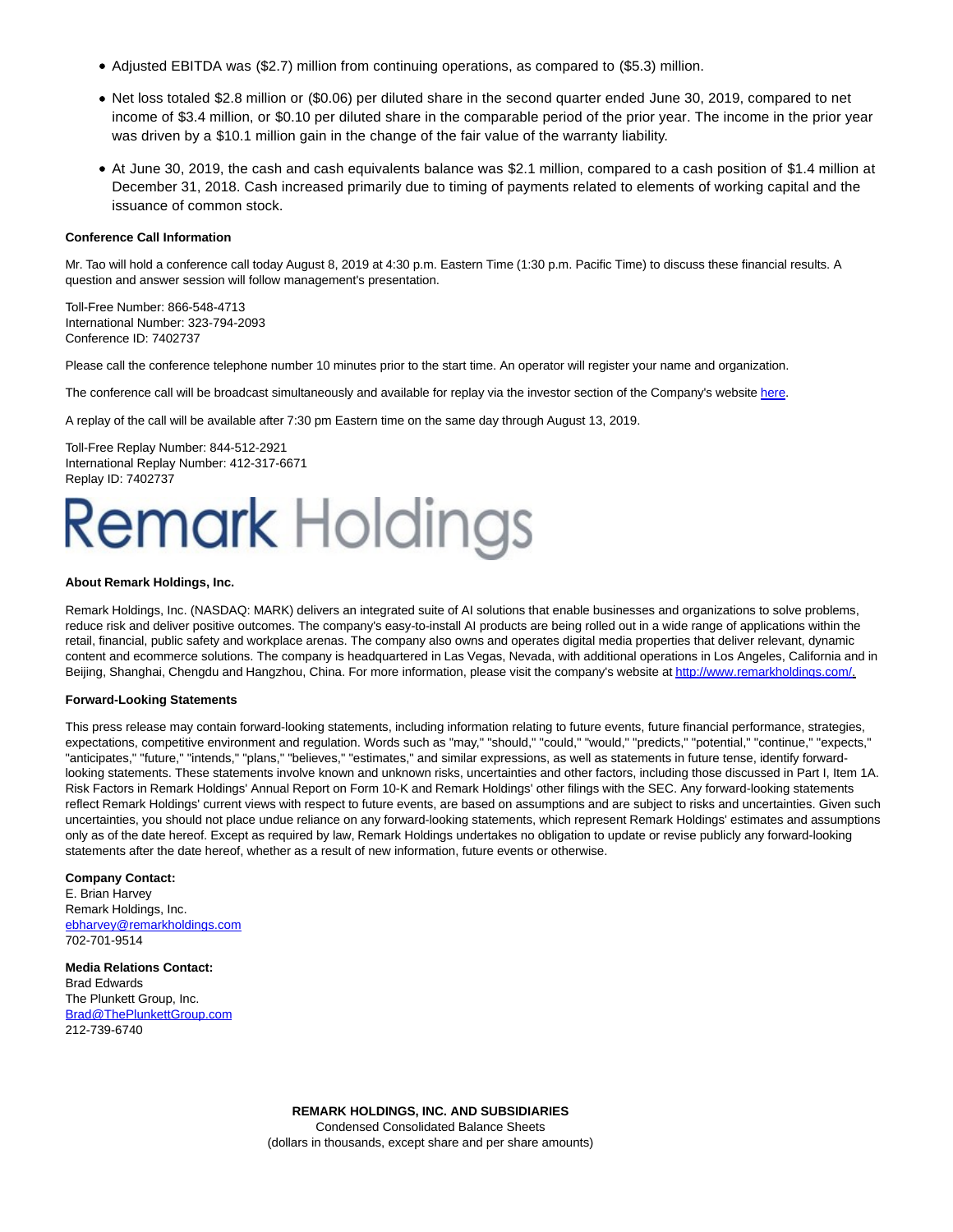- Adjusted EBITDA was ($2.7) million from continuing operations, as compared to ($5.3) million.
- Net loss totaled $2.8 million or ($0.06) per diluted share in the second quarter ended June 30, 2019, compared to net income of $3.4 million, or $0.10 per diluted share in the comparable period of the prior year. The income in the prior year was driven by a $10.1 million gain in the change of the fair value of the warranty liability.
- At June 30, 2019, the cash and cash equivalents balance was $2.1 million, compared to a cash position of $1.4 million at December 31, 2018. Cash increased primarily due to timing of payments related to elements of working capital and the issuance of common stock.

**Conference Call Information**

Mr. Tao will hold a conference call today August 8, 2019 at 4:30 p.m. Eastern Time (1:30 p.m. Pacific Time) to discuss these financial results. A question and answer session will follow management's presentation.

Toll-Free Number: 866-548-4713
International Number: 323-794-2093
Conference ID: 7402737

Please call the conference telephone number 10 minutes prior to the start time. An operator will register your name and organization.

The conference call will be broadcast simultaneously and available for replay via the investor section of the Company's website here.

A replay of the call will be available after 7:30 pm Eastern time on the same day through August 13, 2019.

Toll-Free Replay Number: 844-512-2921
International Replay Number: 412-317-6671
Replay ID: 7402737

Remark Holdings

**About Remark Holdings, Inc.**

Remark Holdings, Inc. (NASDAQ: MARK) delivers an integrated suite of AI solutions that enable businesses and organizations to solve problems, reduce risk and deliver positive outcomes. The company's easy-to-install AI products are being rolled out in a wide range of applications within the retail, financial, public safety and workplace arenas. The company also owns and operates digital media properties that deliver relevant, dynamic content and ecommerce solutions. The company is headquartered in Las Vegas, Nevada, with additional operations in Los Angeles, California and in Beijing, Shanghai, Chengdu and Hangzhou, China. For more information, please visit the company's website at http://www.remarkholdings.com/.

**Forward-Looking Statements**

This press release may contain forward-looking statements, including information relating to future events, future financial performance, strategies, expectations, competitive environment and regulation. Words such as "may," "should," "could," "would," "predicts," "potential," "continue," "expects," "anticipates," "future," "intends," "plans," "believes," "estimates," and similar expressions, as well as statements in future tense, identify forward-looking statements. These statements involve known and unknown risks, uncertainties and other factors, including those discussed in Part I, Item 1A. Risk Factors in Remark Holdings' Annual Report on Form 10-K and Remark Holdings' other filings with the SEC. Any forward-looking statements reflect Remark Holdings' current views with respect to future events, are based on assumptions and are subject to risks and uncertainties. Given such uncertainties, you should not place undue reliance on any forward-looking statements, which represent Remark Holdings' estimates and assumptions only as of the date hereof. Except as required by law, Remark Holdings undertakes no obligation to update or revise publicly any forward-looking statements after the date hereof, whether as a result of new information, future events or otherwise.

**Company Contact:**
E. Brian Harvey
Remark Holdings, Inc.
ebharvey@remarkholdings.com
702-701-9514

**Media Relations Contact:**
Brad Edwards
The Plunkett Group, Inc.
Brad@ThePlunkettGroup.com
212-739-6740

**REMARK HOLDINGS, INC. AND SUBSIDIARIES**
Condensed Consolidated Balance Sheets
(dollars in thousands, except share and per share amounts)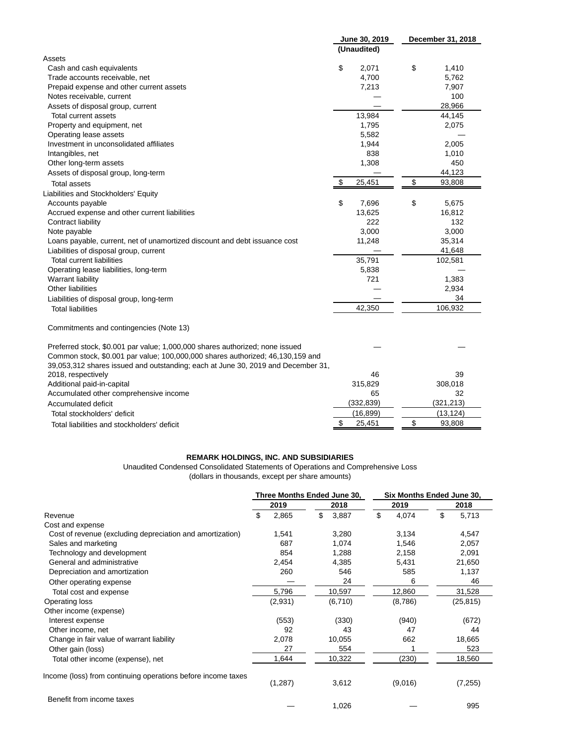| | June 30, 2019 | December 31, 2018 |
|---|---|---|
| | (Unaudited) | |
| **Assets** | | |
| Cash and cash equivalents | $ 2,071 | $ 1,410 |
| Trade accounts receivable, net | 4,700 | 5,762 |
| Prepaid expense and other current assets | 7,213 | 7,907 |
| Notes receivable, current | — | 100 |
| Assets of disposal group, current | — | 28,966 |
| Total current assets | 13,984 | 44,145 |
| Property and equipment, net | 1,795 | 2,075 |
| Operating lease assets | 5,582 | — |
| Investment in unconsolidated affiliates | 1,944 | 2,005 |
| Intangibles, net | 838 | 1,010 |
| Other long-term assets | 1,308 | 450 |
| Assets of disposal group, long-term | — | 44,123 |
| Total assets | $ 25,451 | $ 93,808 |
| **Liabilities and Stockholders' Equity** | | |
| Accounts payable | $ 7,696 | $ 5,675 |
| Accrued expense and other current liabilities | 13,625 | 16,812 |
| Contract liability | 222 | 132 |
| Note payable | 3,000 | 3,000 |
| Loans payable, current, net of unamortized discount and debt issuance cost | 11,248 | 35,314 |
| Liabilities of disposal group, current | — | 41,648 |
| Total current liabilities | 35,791 | 102,581 |
| Operating lease liabilities, long-term | 5,838 | — |
| Warrant liability | 721 | 1,383 |
| Other liabilities | — | 2,934 |
| Liabilities of disposal group, long-term | — | 34 |
| Total liabilities | 42,350 | 106,932 |
| Commitments and contingencies (Note 13) | | |
| Preferred stock, $0.001 par value; 1,000,000 shares authorized; none issued | — | — |
| Common stock, $0.001 par value; 100,000,000 shares authorized; 46,130,159 and 39,053,312 shares issued and outstanding; each at June 30, 2019 and December 31, 2018, respectively | 46 | 39 |
| Additional paid-in-capital | 315,829 | 308,018 |
| Accumulated other comprehensive income | 65 | 32 |
| Accumulated deficit | (332,839) | (321,213) |
| Total stockholders' deficit | (16,899) | (13,124) |
| Total liabilities and stockholders' deficit | $ 25,451 | $ 93,808 |

**REMARK HOLDINGS, INC. AND SUBSIDIARIES**

Unaudited Condensed Consolidated Statements of Operations and Comprehensive Loss

(dollars in thousands, except per share amounts)

| | Three Months Ended June 30, | | Six Months Ended June 30, | |
|---|---|---|---|---|
| | 2019 | 2018 | 2019 | 2018 |
| Revenue | $ 2,865 | $ 3,887 | $ 4,074 | $ 5,713 |
| Cost and expense | | | | |
| Cost of revenue (excluding depreciation and amortization) | 1,541 | 3,280 | 3,134 | 4,547 |
| Sales and marketing | 687 | 1,074 | 1,546 | 2,057 |
| Technology and development | 854 | 1,288 | 2,158 | 2,091 |
| General and administrative | 2,454 | 4,385 | 5,431 | 21,650 |
| Depreciation and amortization | 260 | 546 | 585 | 1,137 |
| Other operating expense | — | 24 | 6 | 46 |
| Total cost and expense | 5,796 | 10,597 | 12,860 | 31,528 |
| Operating loss | (2,931) | (6,710) | (8,786) | (25,815) |
| Other income (expense) | | | | |
| Interest expense | (553) | (330) | (940) | (672) |
| Other income, net | 92 | 43 | 47 | 44 |
| Change in fair value of warrant liability | 2,078 | 10,055 | 662 | 18,665 |
| Other gain (loss) | 27 | 554 | 1 | 523 |
| Total other income (expense), net | 1,644 | 10,322 | (230) | 18,560 |
| Income (loss) from continuing operations before income taxes | (1,287) | 3,612 | (9,016) | (7,255) |
| Benefit from income taxes | — | 1,026 | — | 995 |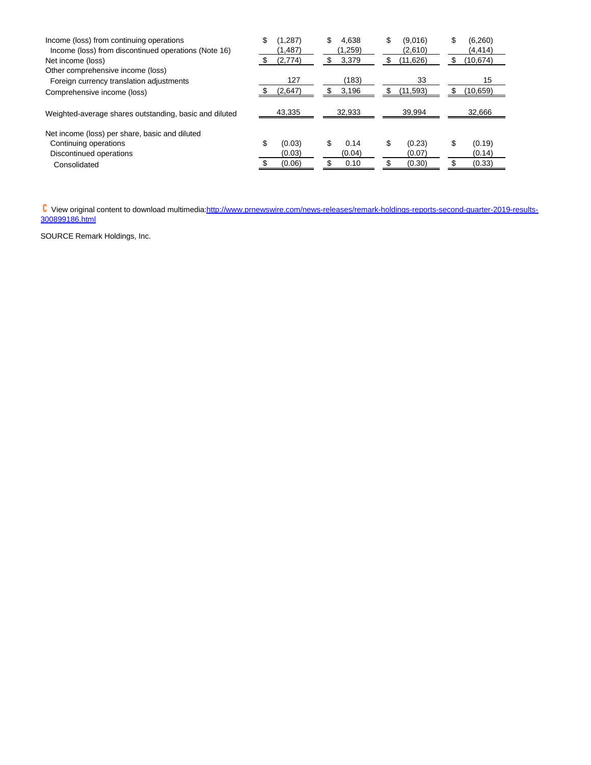| | | | | |
|---|---|---|---|---|
| Income (loss) from continuing operations | $ (1,287) | $ 4,638 | $ (9,016) | $ (6,260) |
| Income (loss) from discontinued operations (Note 16) | (1,487) | (1,259) | (2,610) | (4,414) |
| Net income (loss) | $ (2,774) | $ 3,379 | $ (11,626) | $ (10,674) |
| Other comprehensive income (loss) | | | | |
| Foreign currency translation adjustments | 127 | (183) | 33 | 15 |
| Comprehensive income (loss) | $ (2,647) | $ 3,196 | $ (11,593) | $ (10,659) |
| Weighted-average shares outstanding, basic and diluted | 43,335 | 32,933 | 39,994 | 32,666 |
| Net income (loss) per share, basic and diluted | | | | |
| Continuing operations | $ (0.03) | $ 0.14 | $ (0.23) | $ (0.19) |
| Discontinued operations | (0.03) | (0.04) | (0.07) | (0.14) |
| Consolidated | $ (0.06) | $ 0.10 | $ (0.30) | $ (0.33) |

View original content to download multimedia:http://www.prnewswire.com/news-releases/remark-holdings-reports-second-quarter-2019-results-300899186.html

SOURCE Remark Holdings, Inc.